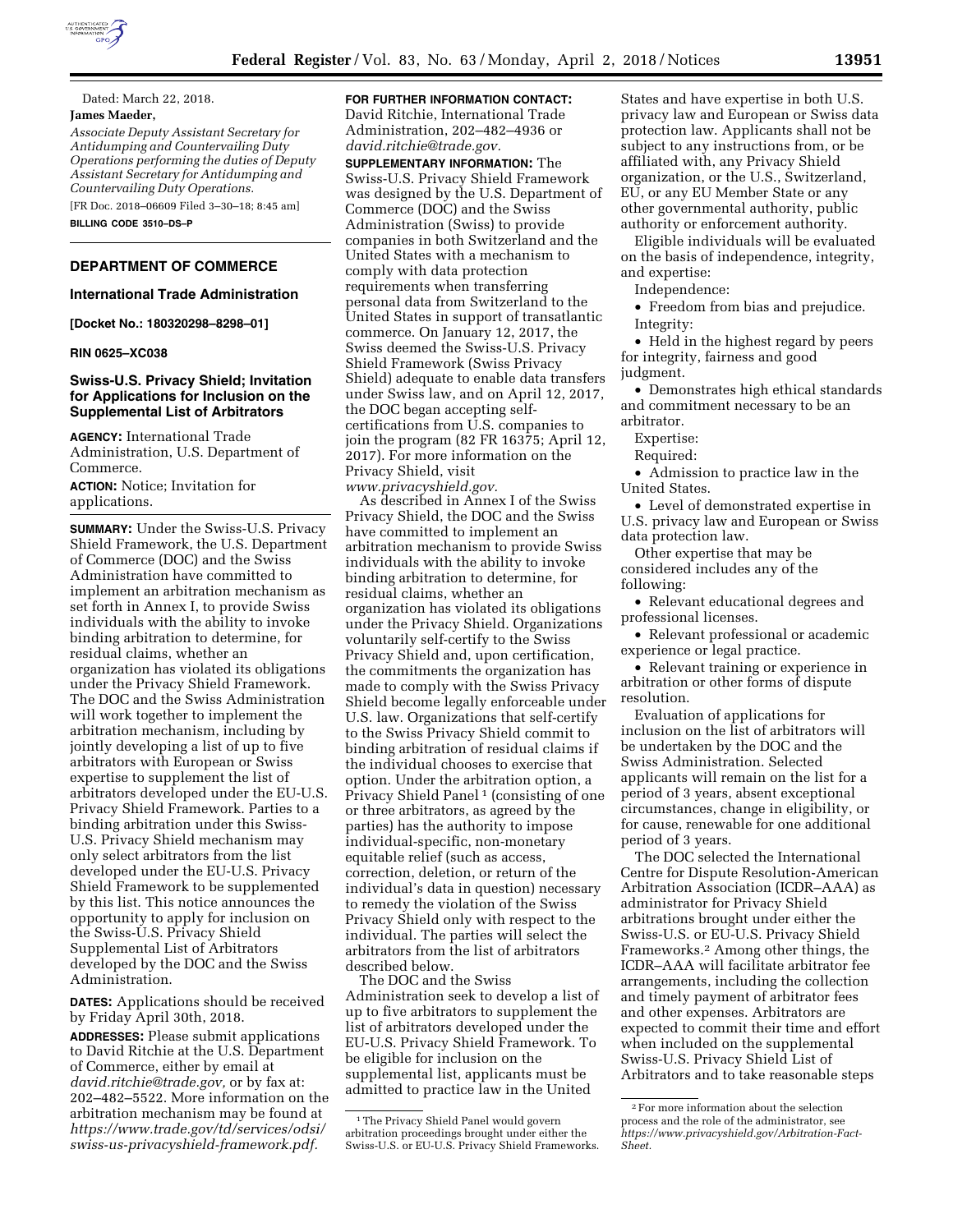Dated: March 22, 2018.

**James Maeder,**

*Associate Deputy Assistant Secretary for Antidumping and Countervailing Duty Operations performing the duties of Deputy Assistant Secretary for Antidumping and Countervailing Duty Operations.*

[FR Doc. 2018–06609 Filed 3–30–18; 8:45 am]

**BILLING CODE 3510–DS–P**

---

## DEPARTMENT OF COMMERCE

### International Trade Administration

**[Docket No.: 180320298–8298–01]**

**RIN 0625–XC038**

### Swiss-U.S. Privacy Shield; Invitation for Applications for Inclusion on the Supplemental List of Arbitrators

**AGENCY:** International Trade Administration, U.S. Department of Commerce.

**ACTION:** Notice; Invitation for applications.

**SUMMARY:** Under the Swiss-U.S. Privacy Shield Framework, the U.S. Department of Commerce (DOC) and the Swiss Administration have committed to implement an arbitration mechanism as set forth in Annex I, to provide Swiss individuals with the ability to invoke binding arbitration to determine, for residual claims, whether an organization has violated its obligations under the Privacy Shield Framework. The DOC and the Swiss Administration will work together to implement the arbitration mechanism, including by jointly developing a list of up to five arbitrators with European or Swiss expertise to supplement the list of arbitrators developed under the EU-U.S. Privacy Shield Framework. Parties to a binding arbitration under this Swiss-U.S. Privacy Shield mechanism may only select arbitrators from the list developed under the EU-U.S. Privacy Shield Framework to be supplemented by this list. This notice announces the opportunity to apply for inclusion on the Swiss-U.S. Privacy Shield Supplemental List of Arbitrators developed by the DOC and the Swiss Administration.

**DATES:** Applications should be received by Friday April 30th, 2018.

**ADDRESSES:** Please submit applications to David Ritchie at the U.S. Department of Commerce, either by email at *david.ritchie@trade.gov,* or by fax at: 202–482–5522. More information on the arbitration mechanism may be found at *https://www.trade.gov/td/services/odsi/swiss-us-privacyshield-framework.pdf.*

**FOR FURTHER INFORMATION CONTACT:** David Ritchie, International Trade Administration, 202–482–4936 or *david.ritchie@trade.gov.*

**SUPPLEMENTARY INFORMATION:** The Swiss-U.S. Privacy Shield Framework was designed by the U.S. Department of Commerce (DOC) and the Swiss Administration (Swiss) to provide companies in both Switzerland and the United States with a mechanism to comply with data protection requirements when transferring personal data from Switzerland to the United States in support of transatlantic commerce. On January 12, 2017, the Swiss deemed the Swiss-U.S. Privacy Shield Framework (Swiss Privacy Shield) adequate to enable data transfers under Swiss law, and on April 12, 2017, the DOC began accepting self-certifications from U.S. companies to join the program (82 FR 16375; April 12, 2017). For more information on the Privacy Shield, visit *www.privacyshield.gov.*

As described in Annex I of the Swiss Privacy Shield, the DOC and the Swiss have committed to implement an arbitration mechanism to provide Swiss individuals with the ability to invoke binding arbitration to determine, for residual claims, whether an organization has violated its obligations under the Privacy Shield. Organizations voluntarily self-certify to the Swiss Privacy Shield and, upon certification, the commitments the organization has made to comply with the Swiss Privacy Shield become legally enforceable under U.S. law. Organizations that self-certify to the Swiss Privacy Shield commit to binding arbitration of residual claims if the individual chooses to exercise that option. Under the arbitration option, a Privacy Shield Panel [1] (consisting of one or three arbitrators, as agreed by the parties) has the authority to impose individual-specific, non-monetary equitable relief (such as access, correction, deletion, or return of the individual's data in question) necessary to remedy the violation of the Swiss Privacy Shield only with respect to the individual. The parties will select the arbitrators from the list of arbitrators described below.

The DOC and the Swiss Administration seek to develop a list of up to five arbitrators to supplement the list of arbitrators developed under the EU-U.S. Privacy Shield Framework. To be eligible for inclusion on the supplemental list, applicants must be admitted to practice law in the United States and have expertise in both U.S. privacy law and European or Swiss data protection law. Applicants shall not be subject to any instructions from, or be affiliated with, any Privacy Shield organization, or the U.S., Switzerland, EU, or any EU Member State or any other governmental authority, public authority or enforcement authority.

Eligible individuals will be evaluated on the basis of independence, integrity, and expertise:

Independence:

- Freedom from bias and prejudice.

Integrity:

- Held in the highest regard by peers for integrity, fairness and good judgment.
- Demonstrates high ethical standards and commitment necessary to be an arbitrator.

Expertise:

Required:

- Admission to practice law in the United States.
- Level of demonstrated expertise in U.S. privacy law and European or Swiss data protection law.

Other expertise that may be considered includes any of the following:

- Relevant educational degrees and professional licenses.
- Relevant professional or academic experience or legal practice.
- Relevant training or experience in arbitration or other forms of dispute resolution.

Evaluation of applications for inclusion on the list of arbitrators will be undertaken by the DOC and the Swiss Administration. Selected applicants will remain on the list for a period of 3 years, absent exceptional circumstances, change in eligibility, or for cause, renewable for one additional period of 3 years.

The DOC selected the International Centre for Dispute Resolution-American Arbitration Association (ICDR–AAA) as administrator for Privacy Shield arbitrations brought under either the Swiss-U.S. or EU-U.S. Privacy Shield Frameworks.[2] Among other things, the ICDR–AAA will facilitate arbitrator fee arrangements, including the collection and timely payment of arbitrator fees and other expenses. Arbitrators are expected to commit their time and effort when included on the supplemental Swiss-U.S. Privacy Shield List of Arbitrators and to take reasonable steps

---

[1] The Privacy Shield Panel would govern arbitration proceedings brought under either the Swiss-U.S. or EU-U.S. Privacy Shield Frameworks.

[2] For more information about the selection process and the role of the administrator, see *https://www.privacyshield.gov/Arbitration-Fact-Sheet.*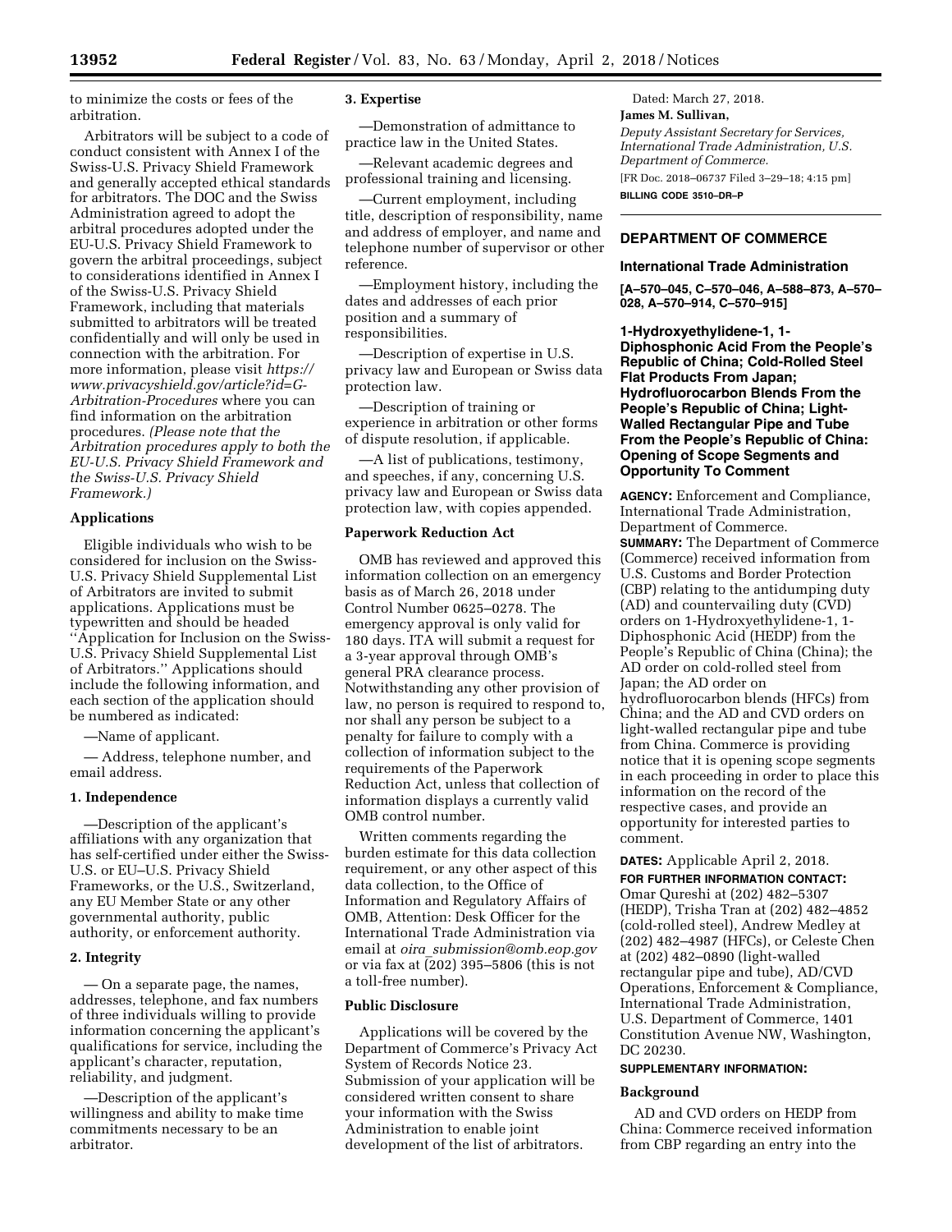to minimize the costs or fees of the arbitration.

Arbitrators will be subject to a code of conduct consistent with Annex I of the Swiss-U.S. Privacy Shield Framework and generally accepted ethical standards for arbitrators. The DOC and the Swiss Administration agreed to adopt the arbitral procedures adopted under the EU-U.S. Privacy Shield Framework to govern the arbitral proceedings, subject to considerations identified in Annex I of the Swiss-U.S. Privacy Shield Framework, including that materials submitted to arbitrators will be treated confidentially and will only be used in connection with the arbitration. For more information, please visit *https://www.privacyshield.gov/article?id=G-Arbitration-Procedures* where you can find information on the arbitration procedures. *(Please note that the Arbitration procedures apply to both the EU-U.S. Privacy Shield Framework and the Swiss-U.S. Privacy Shield Framework.)*

## Applications

Eligible individuals who wish to be considered for inclusion on the Swiss-U.S. Privacy Shield Supplemental List of Arbitrators are invited to submit applications. Applications must be typewritten and should be headed ''Application for Inclusion on the Swiss-U.S. Privacy Shield Supplemental List of Arbitrators.'' Applications should include the following information, and each section of the application should be numbered as indicated:

—Name of applicant.

— Address, telephone number, and email address.

### 1. Independence

—Description of the applicant's affiliations with any organization that has self-certified under either the Swiss-U.S. or EU–U.S. Privacy Shield Frameworks, or the U.S., Switzerland, any EU Member State or any other governmental authority, public authority, or enforcement authority.

### 2. Integrity

— On a separate page, the names, addresses, telephone, and fax numbers of three individuals willing to provide information concerning the applicant's qualifications for service, including the applicant's character, reputation, reliability, and judgment.

—Description of the applicant's willingness and ability to make time commitments necessary to be an arbitrator.

### 3. Expertise

—Demonstration of admittance to practice law in the United States.

—Relevant academic degrees and professional training and licensing.

—Current employment, including title, description of responsibility, name and address of employer, and name and telephone number of supervisor or other reference.

—Employment history, including the dates and addresses of each prior position and a summary of responsibilities.

—Description of expertise in U.S. privacy law and European or Swiss data protection law.

—Description of training or experience in arbitration or other forms of dispute resolution, if applicable.

—A list of publications, testimony, and speeches, if any, concerning U.S. privacy law and European or Swiss data protection law, with copies appended.

## Paperwork Reduction Act

OMB has reviewed and approved this information collection on an emergency basis as of March 26, 2018 under Control Number 0625–0278. The emergency approval is only valid for 180 days. ITA will submit a request for a 3-year approval through OMB's general PRA clearance process. Notwithstanding any other provision of law, no person is required to respond to, nor shall any person be subject to a penalty for failure to comply with a collection of information subject to the requirements of the Paperwork Reduction Act, unless that collection of information displays a currently valid OMB control number.

Written comments regarding the burden estimate for this data collection requirement, or any other aspect of this data collection, to the Office of Information and Regulatory Affairs of OMB, Attention: Desk Officer for the International Trade Administration via email at *oira_submission@omb.eop.gov* or via fax at (202) 395–5806 (this is not a toll-free number).

## Public Disclosure

Applications will be covered by the Department of Commerce's Privacy Act System of Records Notice 23. Submission of your application will be considered written consent to share your information with the Swiss Administration to enable joint development of the list of arbitrators.

Dated: March 27, 2018.

**James M. Sullivan,**

*Deputy Assistant Secretary for Services, International Trade Administration, U.S. Department of Commerce.*

[FR Doc. 2018–06737 Filed 3–29–18; 4:15 pm]

**BILLING CODE 3510–DR–P**

---

# DEPARTMENT OF COMMERCE

## International Trade Administration

**[A–570–045, C–570–046, A–588–873, A–570–028, A–570–914, C–570–915]**

## 1-Hydroxyethylidene-1, 1-Diphosphonic Acid From the People's Republic of China; Cold-Rolled Steel Flat Products From Japan; Hydrofluorocarbon Blends From the People's Republic of China; Light-Walled Rectangular Pipe and Tube From the People's Republic of China: Opening of Scope Segments and Opportunity To Comment

**AGENCY:** Enforcement and Compliance, International Trade Administration, Department of Commerce.

**SUMMARY:** The Department of Commerce (Commerce) received information from U.S. Customs and Border Protection (CBP) relating to the antidumping duty (AD) and countervailing duty (CVD) orders on 1-Hydroxyethylidene-1, 1-Diphosphonic Acid (HEDP) from the People's Republic of China (China); the AD order on cold-rolled steel from Japan; the AD order on hydrofluorocarbon blends (HFCs) from China; and the AD and CVD orders on light-walled rectangular pipe and tube from China. Commerce is providing notice that it is opening scope segments in each proceeding in order to place this information on the record of the respective cases, and provide an opportunity for interested parties to comment.

**DATES:** Applicable April 2, 2018.

**FOR FURTHER INFORMATION CONTACT:** Omar Qureshi at (202) 482–5307 (HEDP), Trisha Tran at (202) 482–4852 (cold-rolled steel), Andrew Medley at (202) 482–4987 (HFCs), or Celeste Chen at (202) 482–0890 (light-walled rectangular pipe and tube), AD/CVD Operations, Enforcement & Compliance, International Trade Administration, U.S. Department of Commerce, 1401 Constitution Avenue NW, Washington, DC 20230.

**SUPPLEMENTARY INFORMATION:**

## Background

AD and CVD orders on HEDP from China: Commerce received information from CBP regarding an entry into the